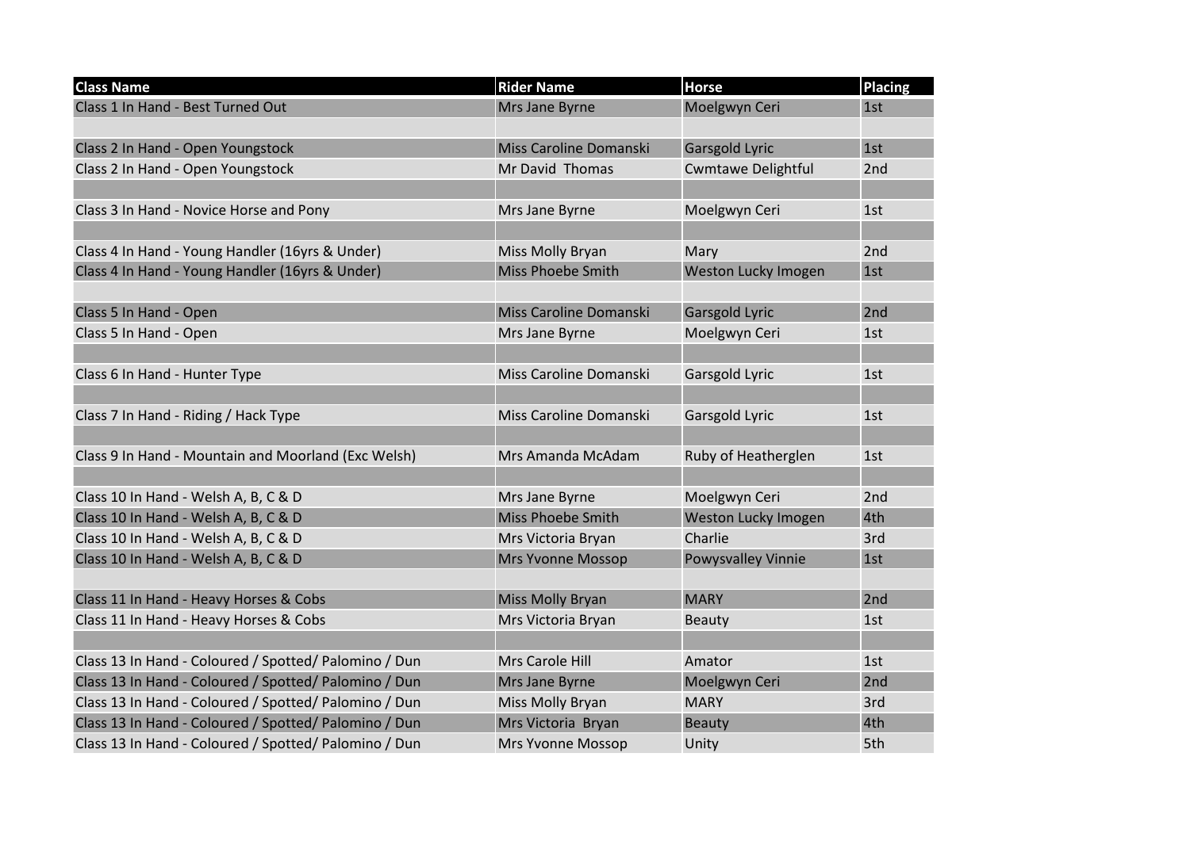| Class Name | Rider Name | Horse | Placing |
|---|---|---|---|
| Class 1 In Hand - Best Turned Out | Mrs Jane Byrne | Moelgwyn Ceri | 1st |
| | | | |
| Class 2 In Hand - Open Youngstock | Miss Caroline Domanski | Garsgold Lyric | 1st |
| Class 2 In Hand - Open Youngstock | Mr David Thomas | Cwmtawe Delightful | 2nd |
| | | | |
| Class 3 In Hand - Novice Horse and Pony | Mrs Jane Byrne | Moelgwyn Ceri | 1st |
| | | | |
| Class 4 In Hand - Young Handler (16yrs & Under) | Miss Molly Bryan | Mary | 2nd |
| Class 4 In Hand - Young Handler (16yrs & Under) | Miss Phoebe Smith | Weston Lucky Imogen | 1st |
| | | | |
| Class 5 In Hand - Open | Miss Caroline Domanski | Garsgold Lyric | 2nd |
| Class 5 In Hand - Open | Mrs Jane Byrne | Moelgwyn Ceri | 1st |
| | | | |
| Class 6 In Hand - Hunter Type | Miss Caroline Domanski | Garsgold Lyric | 1st |
| | | | |
| Class 7 In Hand - Riding / Hack Type | Miss Caroline Domanski | Garsgold Lyric | 1st |
| | | | |
| Class 9 In Hand - Mountain and Moorland (Exc Welsh) | Mrs Amanda McAdam | Ruby of Heatherglen | 1st |
| | | | |
| Class 10 In Hand - Welsh A, B, C & D | Mrs Jane Byrne | Moelgwyn Ceri | 2nd |
| Class 10 In Hand - Welsh A, B, C & D | Miss Phoebe Smith | Weston Lucky Imogen | 4th |
| Class 10 In Hand - Welsh A, B, C & D | Mrs Victoria Bryan | Charlie | 3rd |
| Class 10 In Hand - Welsh A, B, C & D | Mrs Yvonne Mossop | Powysvalley Vinnie | 1st |
| | | | |
| Class 11 In Hand - Heavy Horses & Cobs | Miss Molly Bryan | MARY | 2nd |
| Class 11 In Hand - Heavy Horses & Cobs | Mrs Victoria Bryan | Beauty | 1st |
| | | | |
| Class 13 In Hand - Coloured / Spotted/ Palomino / Dun | Mrs Carole Hill | Amator | 1st |
| Class 13 In Hand - Coloured / Spotted/ Palomino / Dun | Mrs Jane Byrne | Moelgwyn Ceri | 2nd |
| Class 13 In Hand - Coloured / Spotted/ Palomino / Dun | Miss Molly Bryan | MARY | 3rd |
| Class 13 In Hand - Coloured / Spotted/ Palomino / Dun | Mrs Victoria Bryan | Beauty | 4th |
| Class 13 In Hand - Coloured / Spotted/ Palomino / Dun | Mrs Yvonne Mossop | Unity | 5th |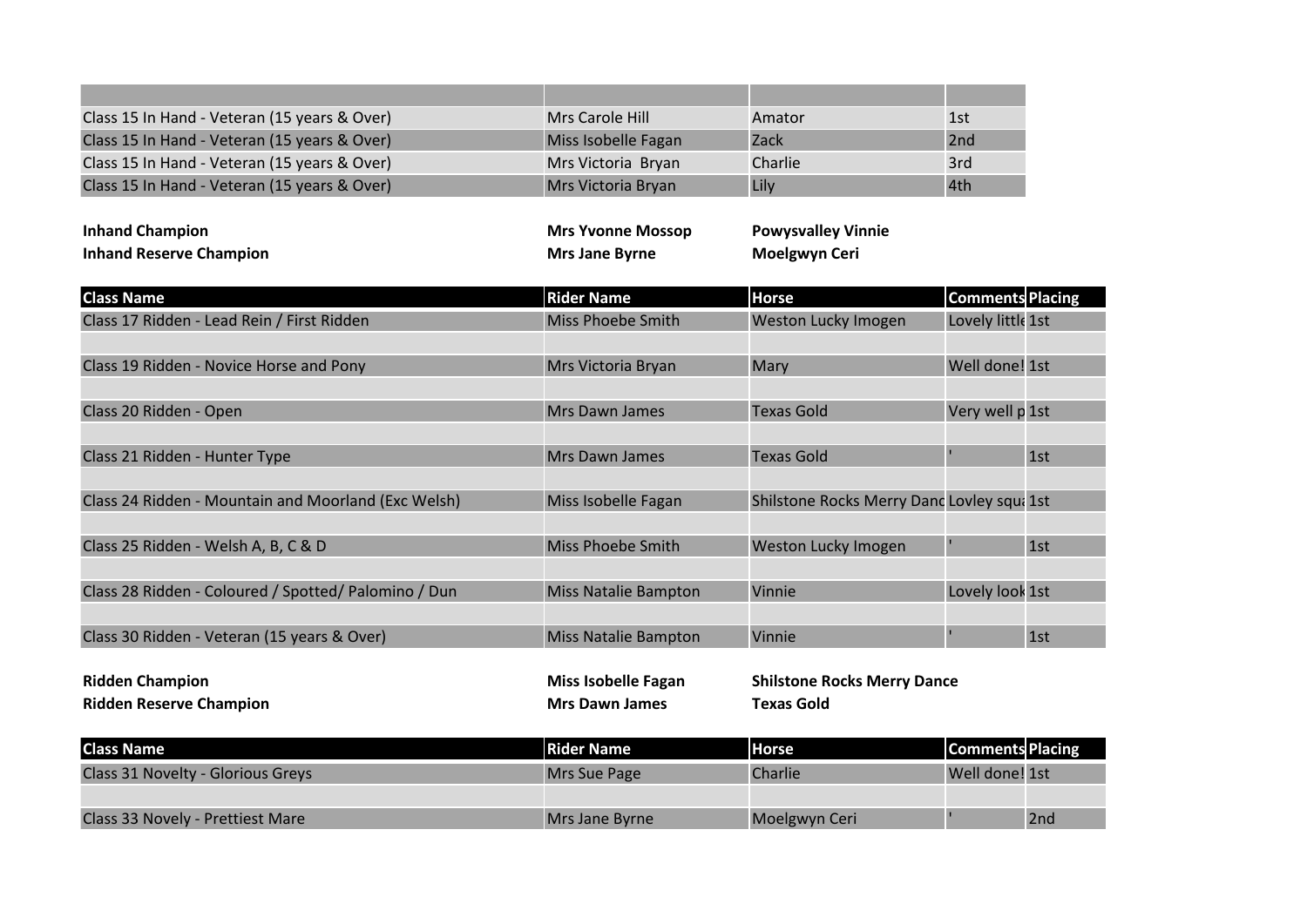| | | | |
|---|---|---|---|
| Class 15 In Hand - Veteran (15 years & Over) | Mrs Carole Hill | Amator | 1st |
| Class 15 In Hand - Veteran (15 years & Over) | Miss Isobelle Fagan | Zack | 2nd |
| Class 15 In Hand - Veteran (15 years & Over) | Mrs Victoria Bryan | Charlie | 3rd |
| Class 15 In Hand - Veteran (15 years & Over) | Mrs Victoria Bryan | Lily | 4th |

**Inhand Champion** **Mrs Yvonne Mossop** **Powysvalley Vinnie**
**Inhand Reserve Champion** **Mrs Jane Byrne** **Moelgwyn Ceri**

| Class Name | Rider Name | Horse | Comments | Placing |
|---|---|---|---|---|
| Class 17 Ridden - Lead Rein / First Ridden | Miss Phoebe Smith | Weston Lucky Imogen | Lovely little | 1st |
| | | | | |
| Class 19 Ridden - Novice Horse and Pony | Mrs Victoria Bryan | Mary | Well done! | 1st |
| | | | | |
| Class 20 Ridden - Open | Mrs Dawn James | Texas Gold | Very well p | 1st |
| | | | | |
| Class 21 Ridden - Hunter Type | Mrs Dawn James | Texas Gold | ' | 1st |
| | | | | |
| Class 24 Ridden - Mountain and Moorland (Exc Welsh) | Miss Isobelle Fagan | Shilstone Rocks Merry Danc | Lovley squa | 1st |
| | | | | |
| Class 25 Ridden - Welsh A, B, C & D | Miss Phoebe Smith | Weston Lucky Imogen | ' | 1st |
| | | | | |
| Class 28 Ridden - Coloured / Spotted/ Palomino / Dun | Miss Natalie Bampton | Vinnie | Lovely look | 1st |
| | | | | |
| Class 30 Ridden - Veteran (15 years & Over) | Miss Natalie Bampton | Vinnie | ' | 1st |

**Ridden Champion** **Miss Isobelle Fagan** **Shilstone Rocks Merry Dance**
**Ridden Reserve Champion** **Mrs Dawn James** **Texas Gold**

| Class Name | Rider Name | Horse | Comments | Placing |
|---|---|---|---|---|
| Class 31 Novelty - Glorious Greys | Mrs Sue Page | Charlie | Well done! | 1st |
| | | | | |
| Class 33 Novely - Prettiest Mare | Mrs Jane Byrne | Moelgwyn Ceri | ' | 2nd |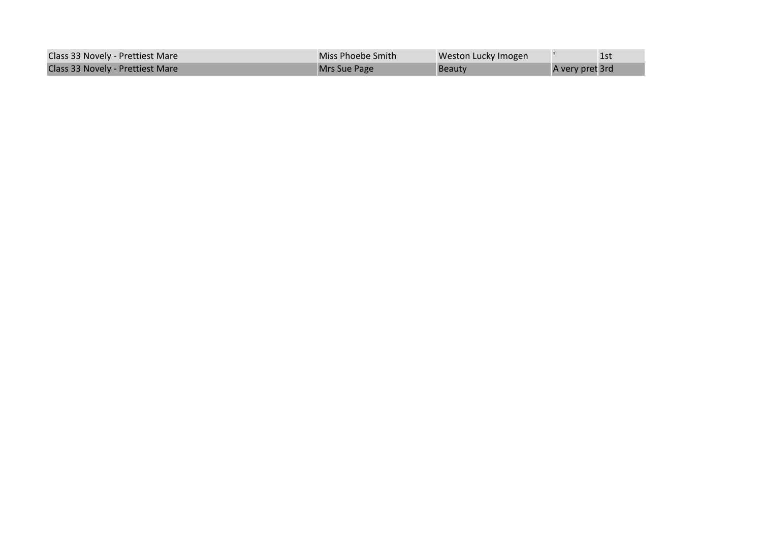| | | | | |
|---|---|---|---|---|
| Class 33 Novely - Prettiest Mare | Miss Phoebe Smith | Weston Lucky Imogen | ' | 1st |
| Class 33 Novely - Prettiest Mare | Mrs Sue Page | Beauty | A very pret | 3rd |